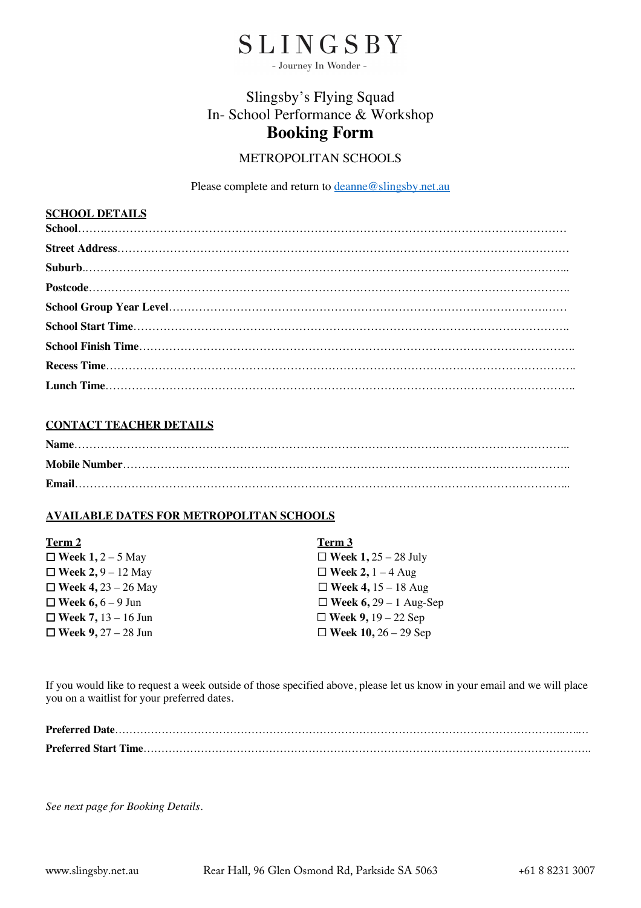# SLINGSBY

- Journey In Wonder -

## Slingsby's Flying Squad
## In- School Performance & Workshop
# Booking Form

METROPOLITAN SCHOOLS

Please complete and return to deanne@slingsby.net.au

**SCHOOL DETAILS**

**School**……………………………………………………………………………………………………………

**Street Address**……………………………………………………………………………………………………

**Suburb**..……………………………………………………………………………………………………………...

**Postcode**……………………………………………………………………………………………………………..

**School Group Year Level**…………………………………………………………………………………….……

**School Start Time**…………………………………………………………………………………………………..

**School Finish Time**………………………………………………………………………………………………..

**Recess Time**………………………………………………………………………………………………………..

**Lunch Time**………………………………………………………………………………………………………..

**CONTACT TEACHER DETAILS**

**Name**…………………………………………………………………………………………………………….....

**Mobile Number**……………………………………………………………………………………………………..

**Email**……………………………………………………………………………………………………………...

**AVAILABLE DATES FOR METROPOLITAN SCHOOLS**

**Term 2**

- ☐ **Week 1,** 2 – 5 May
- ☐ **Week 2,** 9 – 12 May
- ☐ **Week 4,** 23 – 26 May
- ☐ **Week 6,** 6 – 9 Jun
- ☐ **Week 7,** 13 – 16 Jun
- ☐ **Week 9,** 27 – 28 Jun

**Term 3**

- ☐ **Week 1,** 25 – 28 July
- ☐ **Week 2,** 1 – 4 Aug
- ☐ **Week 4,** 15 – 18 Aug
- ☐ **Week 6,** 29 – 1 Aug-Sep
- ☐ **Week 9,** 19 – 22 Sep
- ☐ **Week 10,** 26 – 29 Sep

If you would like to request a week outside of those specified above, please let us know in your email and we will place you on a waitlist for your preferred dates.

**Preferred Date**………………………………………………………………………………………………..…..…

**Preferred Start Time**………………………………………………………………………………………………..

*See next page for Booking Details.*

www.slingsby.net.au Rear Hall, 96 Glen Osmond Rd, Parkside SA 5063 +61 8 8231 3007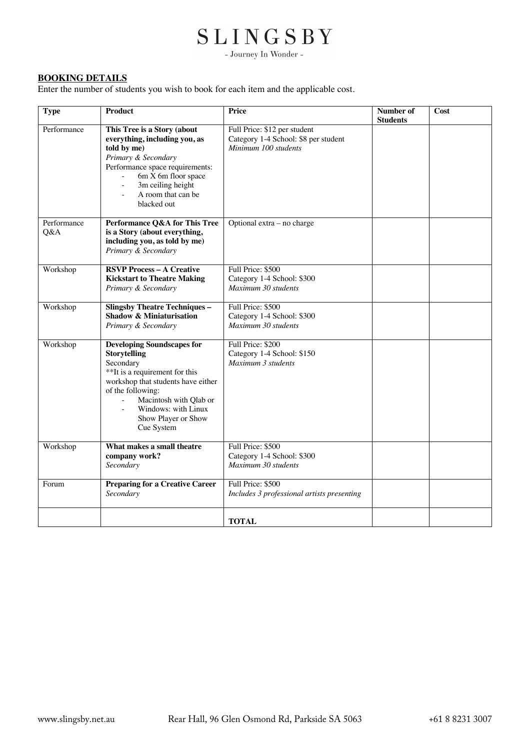# SLINGSBY

- Journey In Wonder -

**BOOKING DETAILS**

Enter the number of students you wish to book for each item and the applicable cost.

| Type | Product | Price | Number of Students | Cost |
|---|---|---|---|---|
| Performance | **This Tree is a Story (about everything, including you, as told by me)**<br>*Primary & Secondary*<br>Performance space requirements:<br>- 6m X 6m floor space<br>- 3m ceiling height<br>- A room that can be blacked out | Full Price: $12 per student<br>Category 1-4 School: $8 per student<br>*Minimum 100 students* | | |
| Performance Q&A | **Performance Q&A for This Tree is a Story (about everything, including you, as told by me)**<br>*Primary & Secondary* | Optional extra – no charge | | |
| Workshop | **RSVP Process – A Creative Kickstart to Theatre Making**<br>*Primary & Secondary* | Full Price: $500<br>Category 1-4 School: $300<br>*Maximum 30 students* | | |
| Workshop | **Slingsby Theatre Techniques – Shadow & Miniaturisation**<br>*Primary & Secondary* | Full Price: $500<br>Category 1-4 School: $300<br>*Maximum 30 students* | | |
| Workshop | **Developing Soundscapes for Storytelling**<br>Secondary<br>**It is a requirement for this workshop that students have either of the following:<br>- Macintosh with Qlab or<br>- Windows: with Linux Show Player or Show Cue System | Full Price: $200<br>Category 1-4 School: $150<br>*Maximum 3 students* | | |
| Workshop | **What makes a small theatre company work?**<br>*Secondary* | Full Price: $500<br>Category 1-4 School: $300<br>*Maximum 30 students* | | |
| Forum | **Preparing for a Creative Career**<br>*Secondary* | Full Price: $500<br>*Includes 3 professional artists presenting* | | |
| | | **TOTAL** | | |